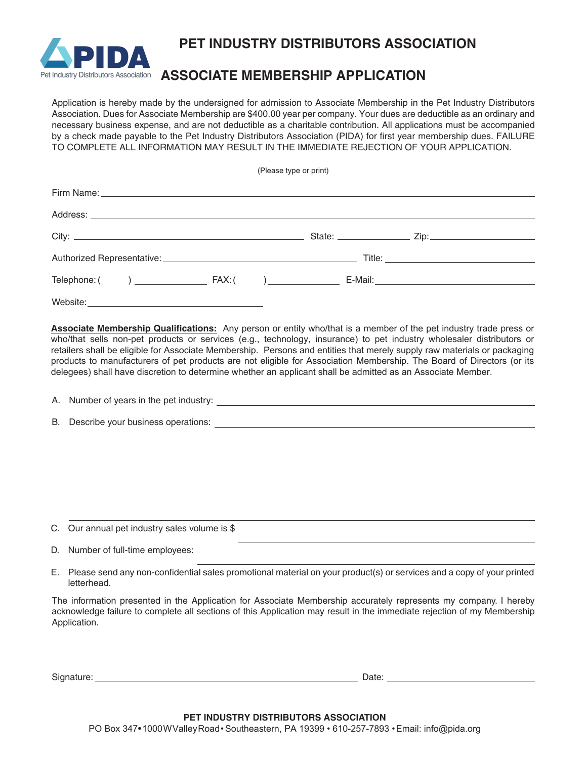PIDA
Pet Industry Distributors Association

# PET INDUSTRY DISTRIBUTORS ASSOCIATION

## ASSOCIATE MEMBERSHIP APPLICATION

Application is hereby made by the undersigned for admission to Associate Membership in the Pet Industry Distributors Association. Dues for Associate Membership are $400.00 year per company. Your dues are deductible as an ordinary and necessary business expense, and are not deductible as a charitable contribution. All applications must be accompanied by a check made payable to the Pet Industry Distributors Association (PIDA) for first year membership dues. FAILURE TO COMPLETE ALL INFORMATION MAY RESULT IN THE IMMEDIATE REJECTION OF YOUR APPLICATION.

(Please type or print)

Firm Name: ______________________________

Address: ______________________________

City: ______________ State: ______ Zip: ______

Authorized Representative: ______________ Title: ______________

Telephone: (    ) __________ FAX: (    ) __________ E-Mail: __________

Website: ______________

**Associate Membership Qualifications:** Any person or entity who/that is a member of the pet industry trade press or who/that sells non-pet products or services (e.g., technology, insurance) to pet industry wholesaler distributors or retailers shall be eligible for Associate Membership. Persons and entities that merely supply raw materials or packaging products to manufacturers of pet products are not eligible for Association Membership. The Board of Directors (or its delegees) shall have discretion to determine whether an applicant shall be admitted as an Associate Member.

A. Number of years in the pet industry: ______________

B. Describe your business operations: ______________

C. Our annual pet industry sales volume is $ ______________

D. Number of full-time employees: ______________

E. Please send any non-confidential sales promotional material on your product(s) or services and a copy of your printed letterhead.

The information presented in the Application for Associate Membership accurately represents my company. I hereby acknowledge failure to complete all sections of this Application may result in the immediate rejection of my Membership Application.

Signature: ______________________ Date: ______________

**PET INDUSTRY DISTRIBUTORS ASSOCIATION**
PO Box 347 • 1000 W Valley Road • Southeastern, PA 19399 • 610-257-7893 • Email: info@pida.org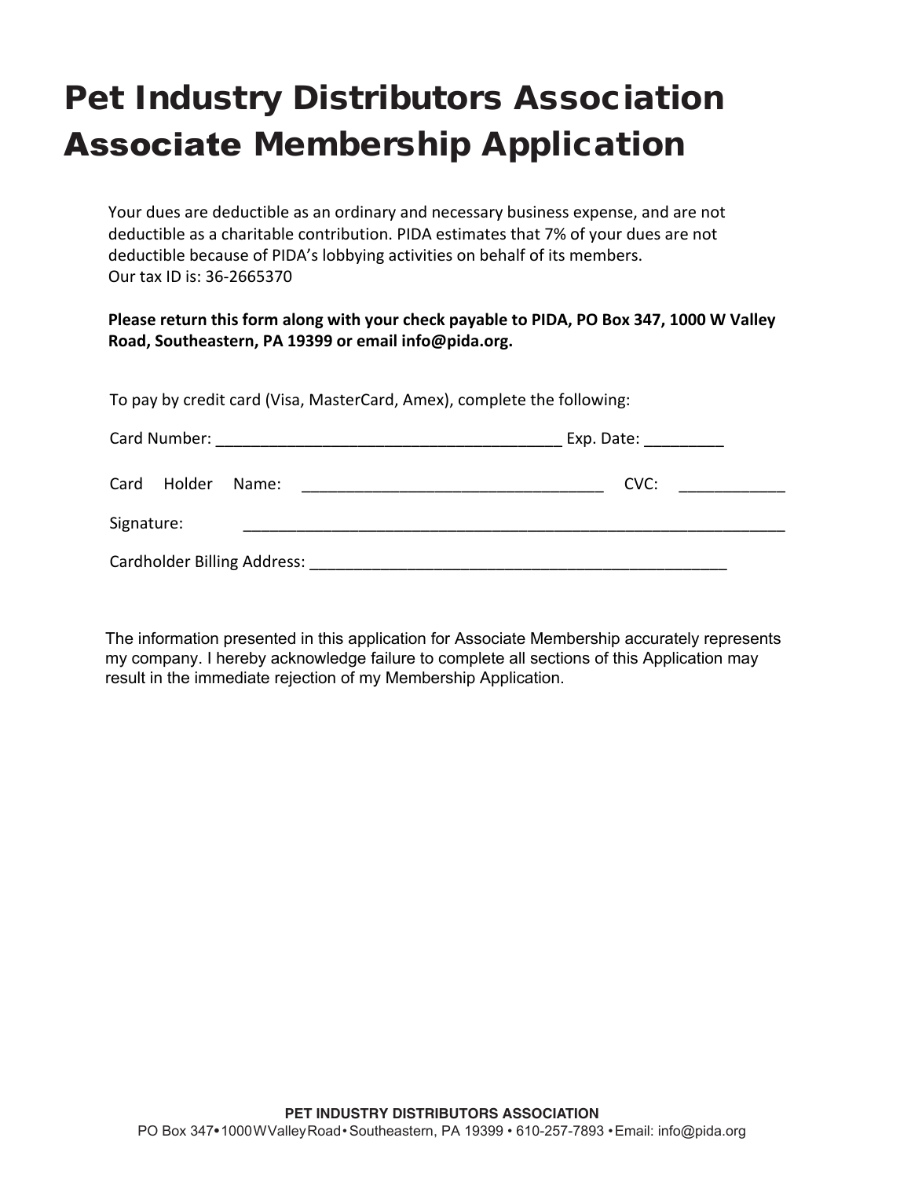# Pet Industry Distributors Association Associate Membership Application

Your dues are deductible as an ordinary and necessary business expense, and are not deductible as a charitable contribution. PIDA estimates that 7% of your dues are not deductible because of PIDA's lobbying activities on behalf of its members.
Our tax ID is: 36-2665370

**Please return this form along with your check payable to PIDA, PO Box 347, 1000 W Valley Road, Southeastern, PA 19399 or email info@pida.org.**

To pay by credit card (Visa, MasterCard, Amex), complete the following:

Card Number: ________________________________________ Exp. Date: _________

Card Holder Name: __________________________________ CVC: ____________

Signature: _______________________________________________________________

Cardholder Billing Address: _________________________________________________

The information presented in this application for Associate Membership accurately represents my company. I hereby acknowledge failure to complete all sections of this Application may result in the immediate rejection of my Membership Application.

**PET INDUSTRY DISTRIBUTORS ASSOCIATION**
PO Box 347 • 1000 W Valley Road • Southeastern, PA 19399 • 610-257-7893 • Email: info@pida.org